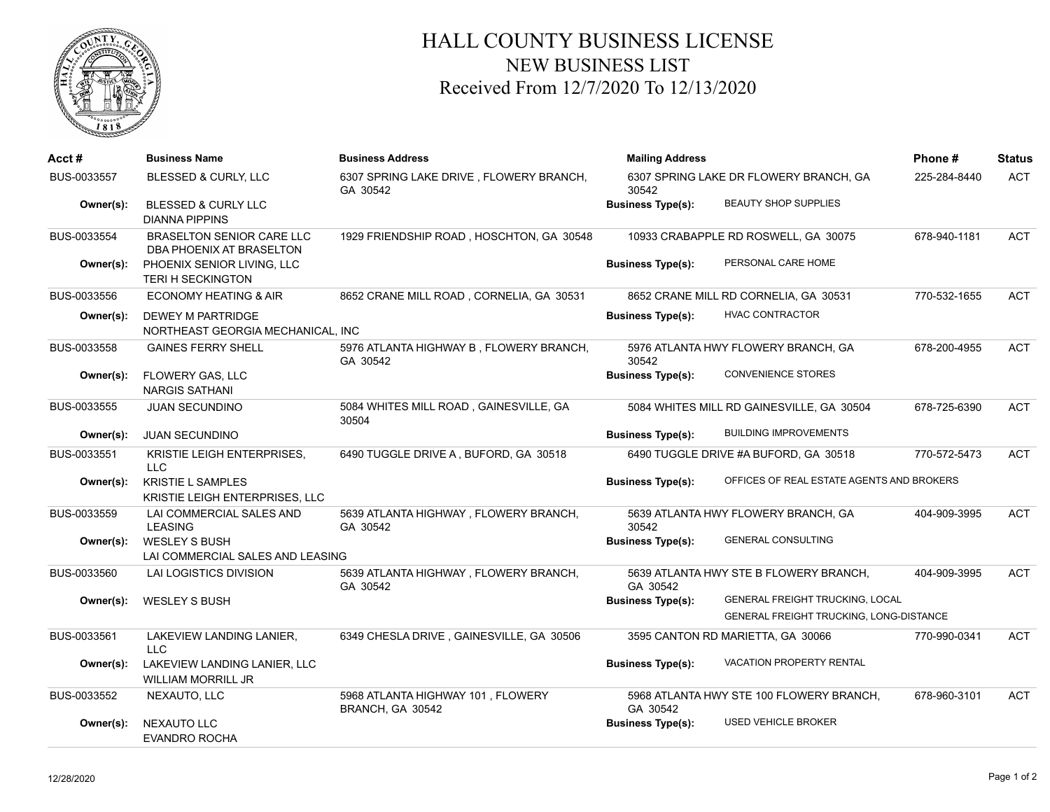# HALL COUNTY BUSINESS LICENSE

## NEW BUSINESS LIST

## Received From 12/7/2020 To 12/13/2020

| Acct # | Business Name | Business Address | Mailing Address | | Phone # | Status |
|---|---|---|---|---|---|---|
| BUS-0033557 | BLESSED & CURLY, LLC | 6307 SPRING LAKE DRIVE , FLOWERY BRANCH, GA 30542 | 6307 SPRING LAKE DR FLOWERY BRANCH, GA 30542 | | 225-284-8440 | ACT |
| Owner(s): | BLESSED & CURLY LLC<br>DIANNA PIPPINS | | Business Type(s): | BEAUTY SHOP SUPPLIES | | |
| BUS-0033554 | BRASELTON SENIOR CARE LLC DBA PHOENIX AT BRASELTON | 1929 FRIENDSHIP ROAD , HOSCHTON, GA 30548 | 10933 CRABAPPLE RD ROSWELL, GA 30075 | | 678-940-1181 | ACT |
| Owner(s): | PHOENIX SENIOR LIVING, LLC<br>TERI H SECKINGTON | | Business Type(s): | PERSONAL CARE HOME | | |
| BUS-0033556 | ECONOMY HEATING & AIR | 8652 CRANE MILL ROAD , CORNELIA, GA 30531 | 8652 CRANE MILL RD CORNELIA, GA 30531 | | 770-532-1655 | ACT |
| Owner(s): | DEWEY M PARTRIDGE<br>NORTHEAST GEORGIA MECHANICAL, INC | | Business Type(s): | HVAC CONTRACTOR | | |
| BUS-0033558 | GAINES FERRY SHELL | 5976 ATLANTA HIGHWAY B , FLOWERY BRANCH, GA 30542 | 5976 ATLANTA HWY FLOWERY BRANCH, GA 30542 | | 678-200-4955 | ACT |
| Owner(s): | FLOWERY GAS, LLC<br>NARGIS SATHANI | | Business Type(s): | CONVENIENCE STORES | | |
| BUS-0033555 | JUAN SECUNDINO | 5084 WHITES MILL ROAD , GAINESVILLE, GA 30504 | 5084 WHITES MILL RD GAINESVILLE, GA 30504 | | 678-725-6390 | ACT |
| Owner(s): | JUAN SECUNDINO | | Business Type(s): | BUILDING IMPROVEMENTS | | |
| BUS-0033551 | KRISTIE LEIGH ENTERPRISES, LLC | 6490 TUGGLE DRIVE A , BUFORD, GA 30518 | 6490 TUGGLE DRIVE #A BUFORD, GA 30518 | | 770-572-5473 | ACT |
| Owner(s): | KRISTIE L SAMPLES<br>KRISTIE LEIGH ENTERPRISES, LLC | | Business Type(s): | OFFICES OF REAL ESTATE AGENTS AND BROKERS | | |
| BUS-0033559 | LAI COMMERCIAL SALES AND LEASING | 5639 ATLANTA HIGHWAY , FLOWERY BRANCH, GA 30542 | 5639 ATLANTA HWY FLOWERY BRANCH, GA 30542 | | 404-909-3995 | ACT |
| Owner(s): | WESLEY S BUSH<br>LAI COMMERCIAL SALES AND LEASING | | Business Type(s): | GENERAL CONSULTING | | |
| BUS-0033560 | LAI LOGISTICS DIVISION | 5639 ATLANTA HIGHWAY , FLOWERY BRANCH, GA 30542 | 5639 ATLANTA HWY STE B FLOWERY BRANCH, GA 30542 | | 404-909-3995 | ACT |
| Owner(s): | WESLEY S BUSH | | Business Type(s): | GENERAL FREIGHT TRUCKING, LOCAL<br>GENERAL FREIGHT TRUCKING, LONG-DISTANCE | | |
| BUS-0033561 | LAKEVIEW LANDING LANIER, LLC | 6349 CHESLA DRIVE , GAINESVILLE, GA 30506 | 3595 CANTON RD MARIETTA, GA 30066 | | 770-990-0341 | ACT |
| Owner(s): | LAKEVIEW LANDING LANIER, LLC<br>WILLIAM MORRILL JR | | Business Type(s): | VACATION PROPERTY RENTAL | | |
| BUS-0033552 | NEXAUTO, LLC | 5968 ATLANTA HIGHWAY 101 , FLOWERY BRANCH, GA 30542 | 5968 ATLANTA HWY STE 100 FLOWERY BRANCH, GA 30542 | | 678-960-3101 | ACT |
| Owner(s): | NEXAUTO LLC<br>EVANDRO ROCHA | | Business Type(s): | USED VEHICLE BROKER | | |

12/28/2020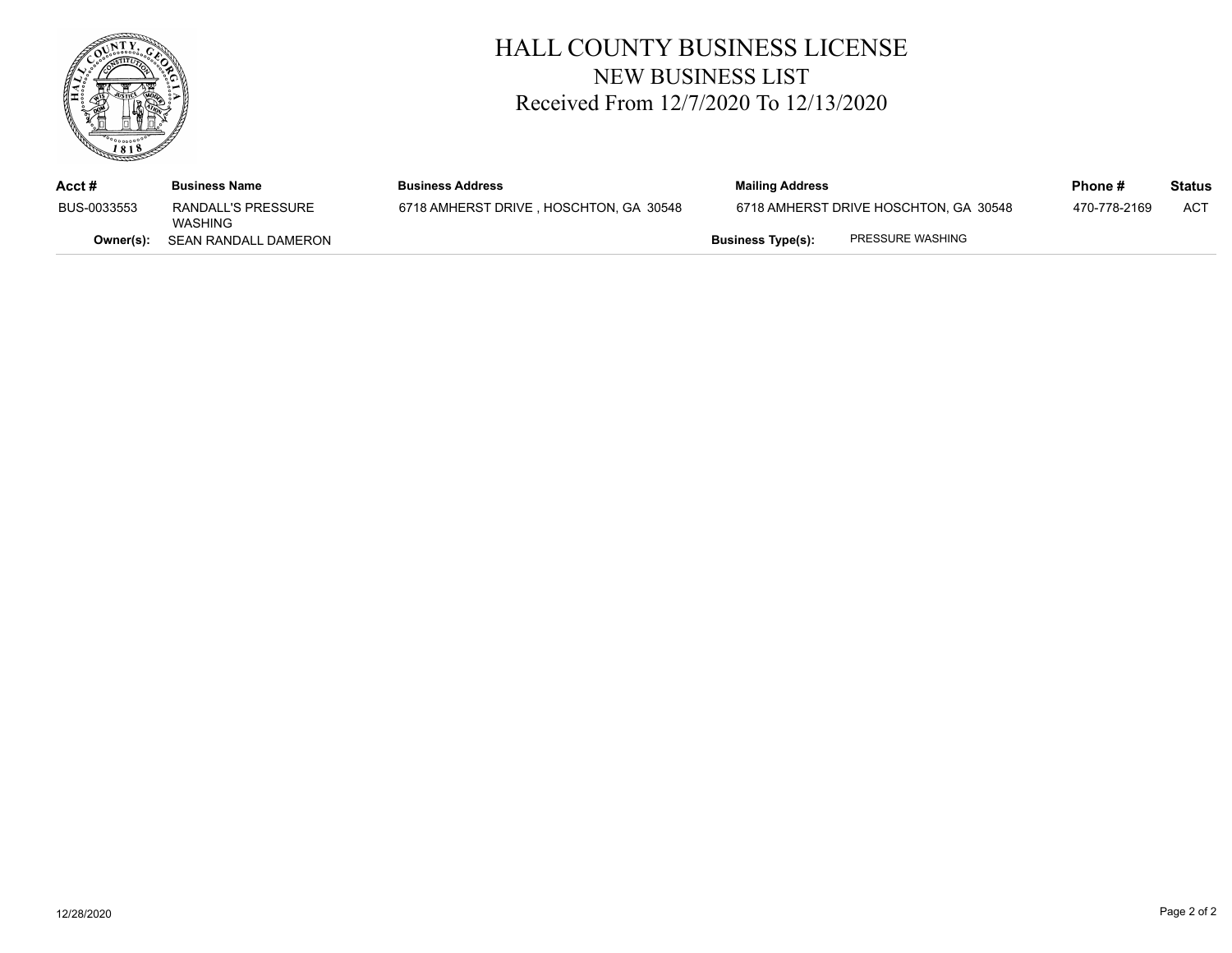# HALL COUNTY BUSINESS LICENSE
## NEW BUSINESS LIST
## Received From 12/7/2020 To 12/13/2020

| Acct # | Business Name | Business Address | Mailing Address | Phone # | Status |
|---|---|---|---|---|---|
| BUS-0033553 | RANDALL'S PRESSURE WASHING | 6718 AMHERST DRIVE , HOSCHTON, GA 30548 | 6718 AMHERST DRIVE HOSCHTON, GA 30548 | 470-778-2169 | ACT |
| **Owner(s):** | SEAN RANDALL DAMERON | | **Business Type(s):** PRESSURE WASHING | | |

12/28/2020